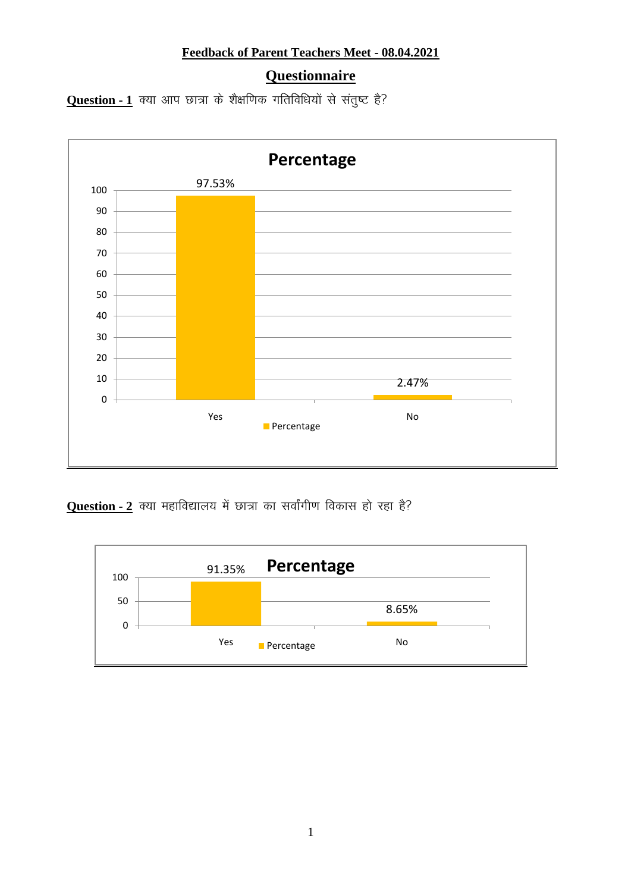**Feedback of Parent Teachers Meet - 08.04.2021**

## Questionnaire

**Question - 1** क्या आप छात्रा के शैक्षणिक गतिविधियों से संतुष्ट है?

**Percentage**

| | Percentage |
|---|---|
| Yes | 97.53% |
| No | 2.47% |

**Question - 2** क्या महाविद्यालय में छात्रा का सर्वांगीण विकास हो रहा है?

**Percentage**

| | Percentage |
|---|---|
| Yes | 91.35% |
| No | 8.65% |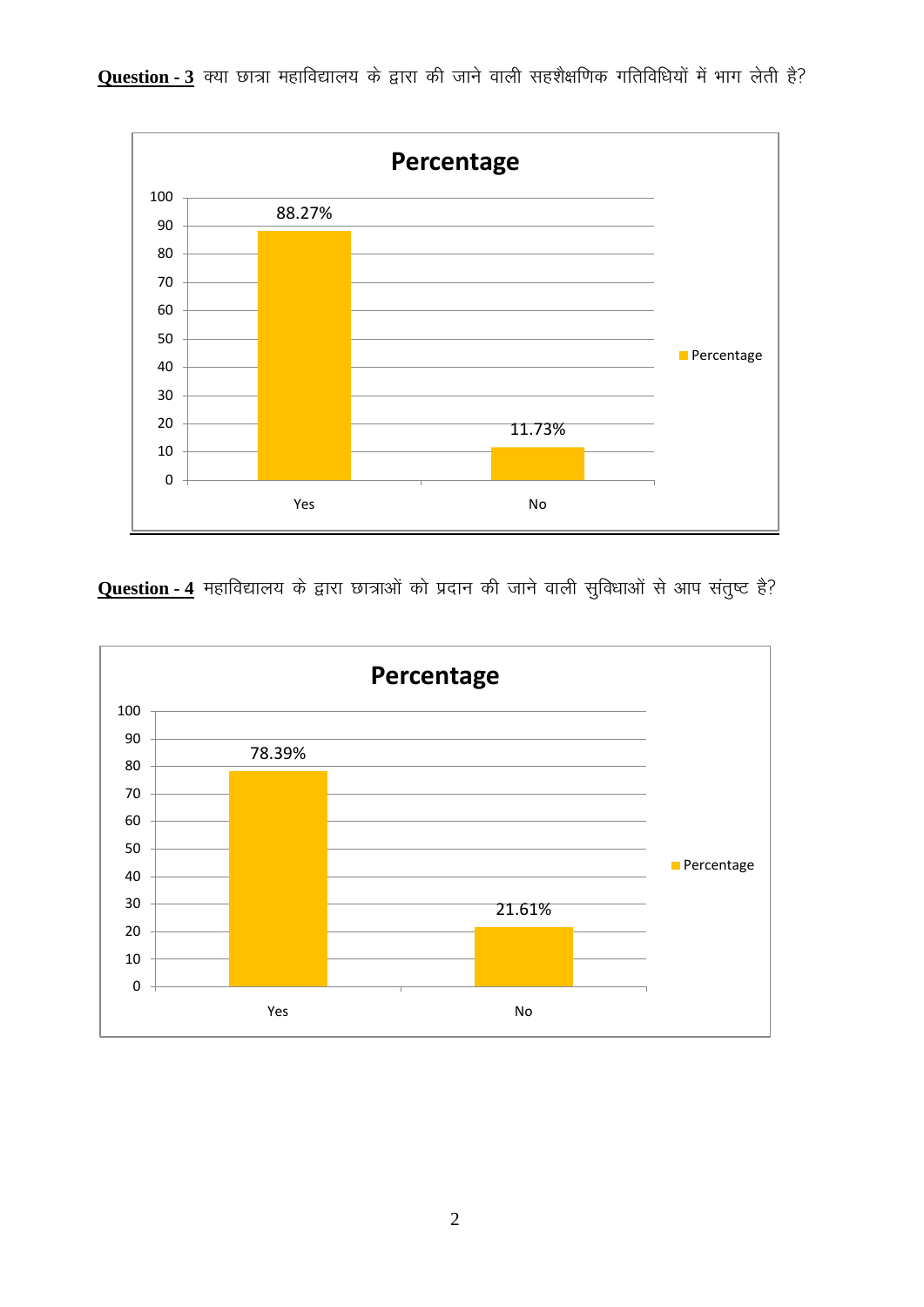**Question - 3** क्या छात्रा महाविद्यालय के द्वारा की जाने वाली सहशैक्षणिक गतिविधियों में भाग लेती है?

**Percentage**

| Response | Percentage |
|---|---|
| Yes | 88.27% |
| No | 11.73% |

**Question - 4** महाविद्यालय के द्वारा छात्राओं को प्रदान की जाने वाली सुविधाओं से आप संतुष्ट है?

**Percentage**

| Response | Percentage |
|---|---|
| Yes | 78.39% |
| No | 21.61% |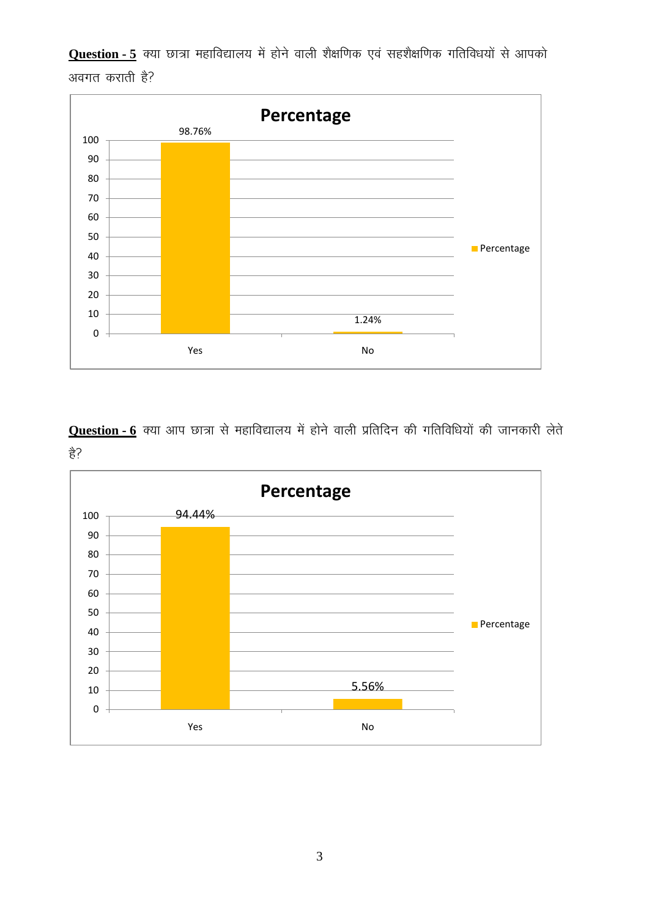**Question - 5** क्या छात्रा महाविद्यालय में होने वाली शैक्षणिक एवं सहशैक्षणिक गतिविधयों से आपको अवगत कराती है?

**Percentage**

| | Percentage |
|---|---|
| Yes | 98.76% |
| No | 1.24% |

**Question - 6** क्या आप छात्रा से महाविद्यालय में होने वाली प्रतिदिन की गतिविधियों की जानकारी लेते है?

**Percentage**

| | Percentage |
|---|---|
| Yes | 94.44% |
| No | 5.56% |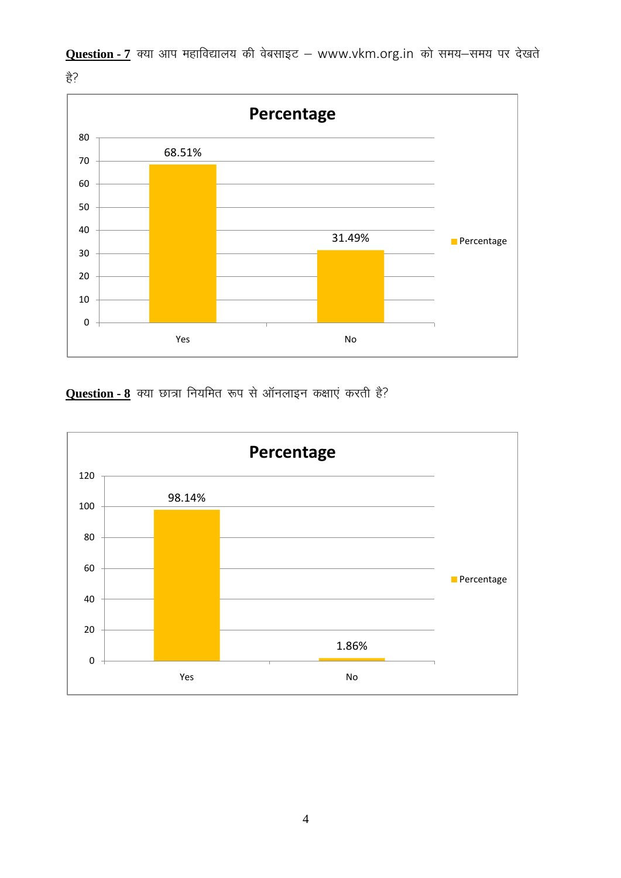**Question - 7** क्या आप महाविद्यालय की वेबसाइट – www.vkm.org.in को समय–समय पर देखते हैं?

**Percentage**

| | Percentage |
|---|---|
| Yes | 68.51% |
| No | 31.49% |

**Question - 8** क्या छात्रा नियमित रूप से ऑनलाइन कक्षाएं करती है?

**Percentage**

| | Percentage |
|---|---|
| Yes | 98.14% |
| No | 1.86% |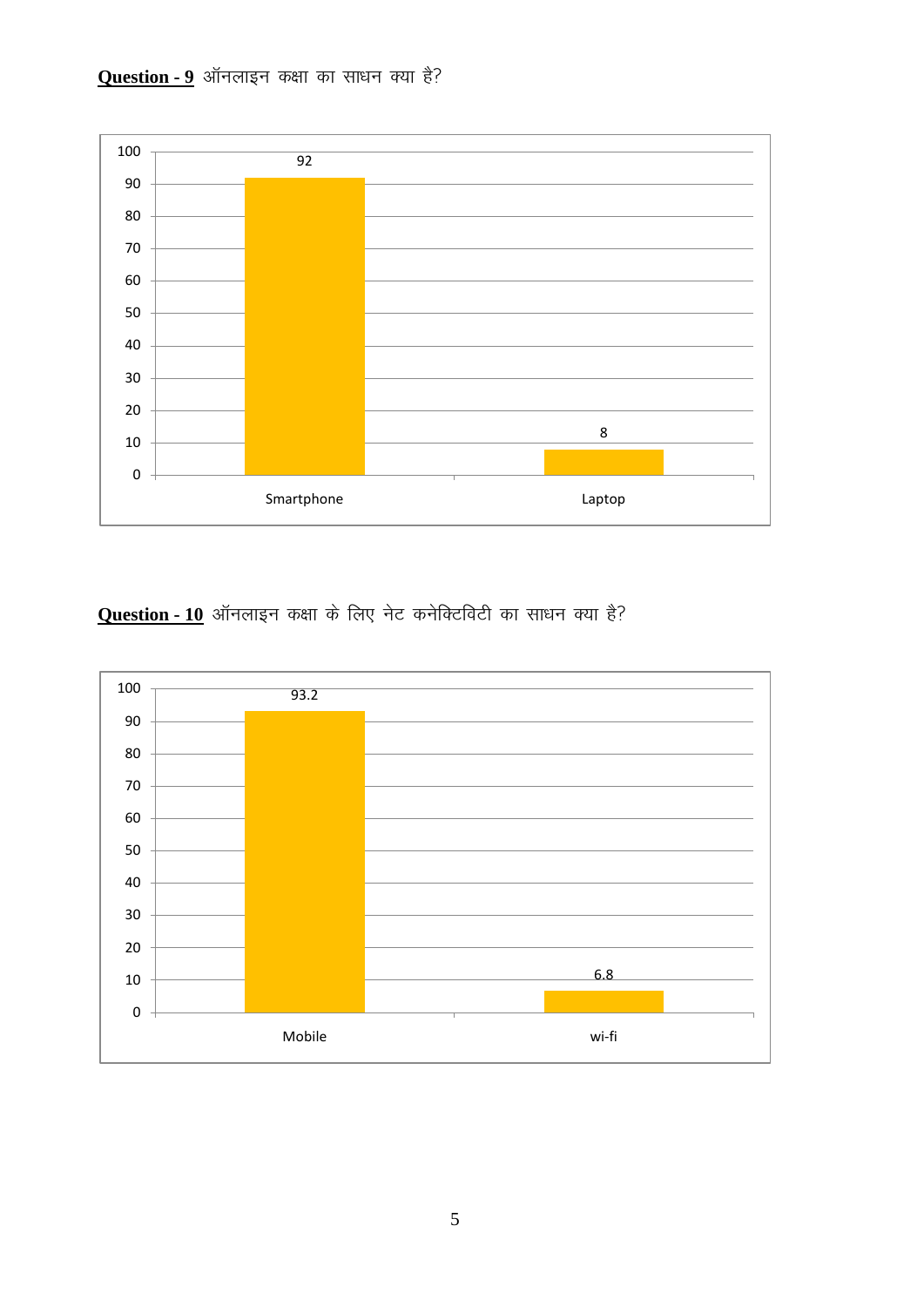**Question - 9** ऑनलाइन कक्षा का साधन क्या है?

| | Smartphone | Laptop |
|---|---|---|
| | 92 | 8 |

**Question - 10** ऑनलाइन कक्षा के लिए नेट कनेक्टिविटी का साधन क्या है?

| | Mobile | wi-fi |
|---|---|---|
| | 93.2 | 6.8 |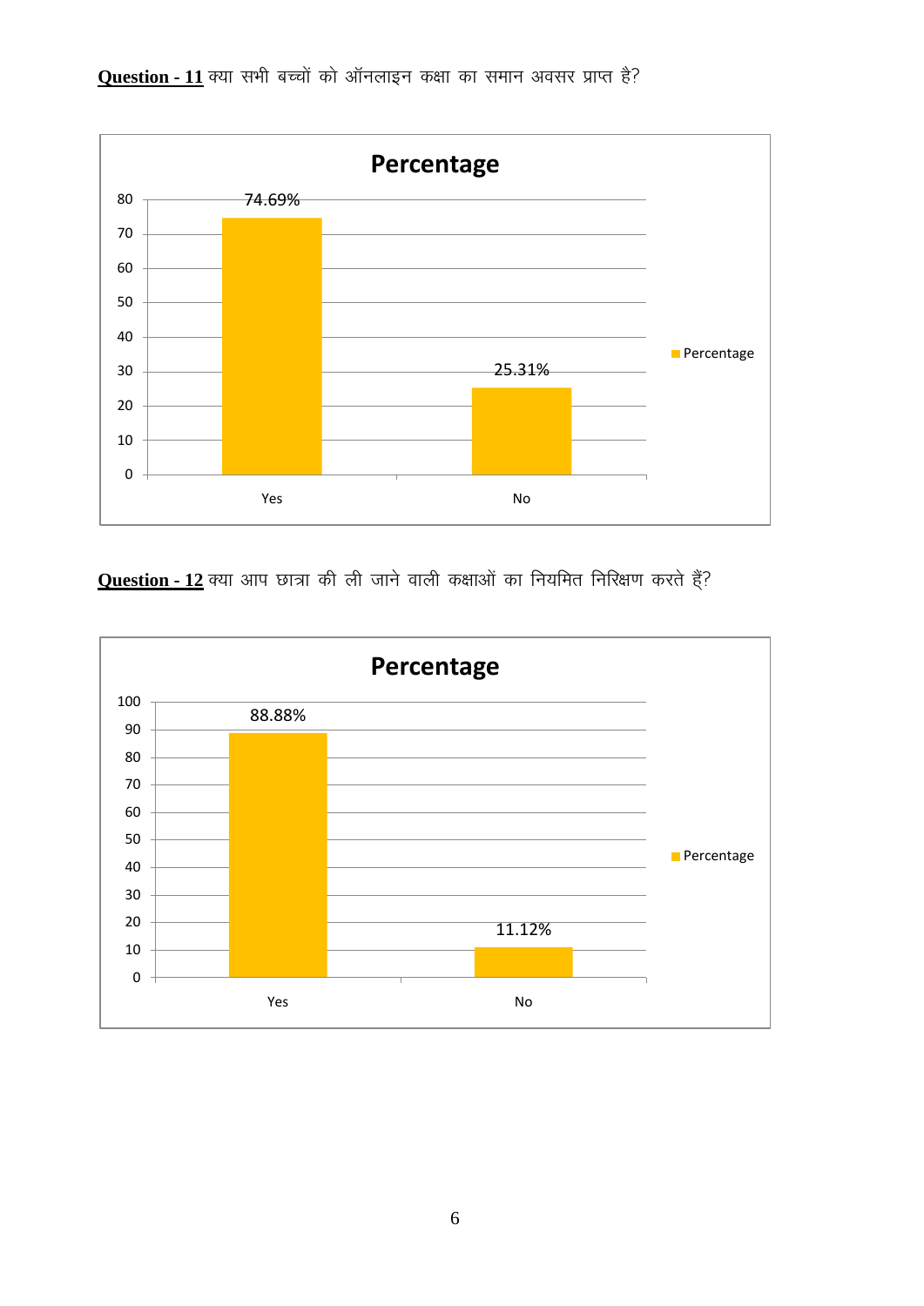**Question - 11** क्या सभी बच्चों को ऑनलाइन कक्षा का समान अवसर प्राप्त है?

**Percentage**

| | Percentage |
|---|---|
| Yes | 74.69% |
| No | 25.31% |

**Question - 12** क्या आप छात्रा की ली जाने वाली कक्षाओं का नियमित निरिक्षण करते हैं?

**Percentage**

| | Percentage |
|---|---|
| Yes | 88.88% |
| No | 11.12% |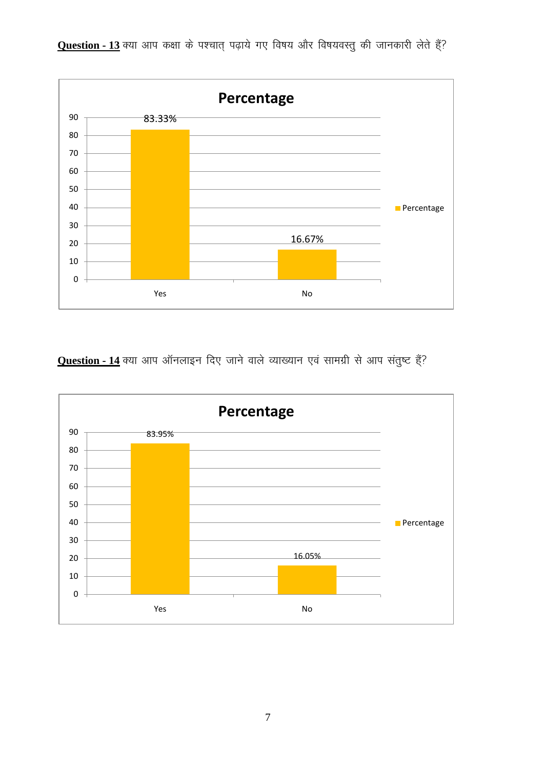**Question - 13** क्या आप कक्षा के पश्चात् पढ़ाये गए विषय और विषयवस्तु की जानकारी लेते हैं?

Percentage

90
80
70
60
50
40
30
20
10
0

83.33%

16.67%

Yes

No

Percentage

**Question - 14** क्या आप ऑनलाइन दिए जाने वाले व्याख्यान एवं सामग्री से आप संतुष्ट हैं?

Percentage

90
80
70
60
50
40
30
20
10
0

83.95%

16.05%

Yes

No

Percentage